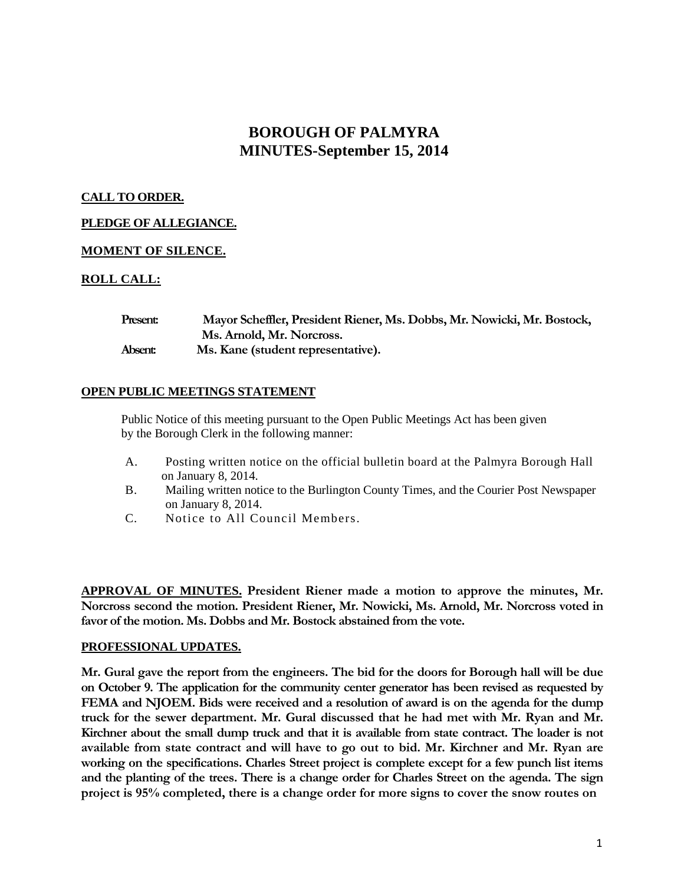# BOROUGH OF PALMYRA
## MINUTES-September 15, 2014

**CALL TO ORDER.**

**PLEDGE OF ALLEGIANCE.**

**MOMENT OF SILENCE.**

**ROLL CALL:**

**Present:** Mayor Scheffler, President Riener, Ms. Dobbs, Mr. Nowicki, Mr. Bostock, Ms. Arnold, Mr. Norcross.
**Absent:** Ms. Kane (student representative).

**OPEN PUBLIC MEETINGS STATEMENT**

Public Notice of this meeting pursuant to the Open Public Meetings Act has been given by the Borough Clerk in the following manner:

A. Posting written notice on the official bulletin board at the Palmyra Borough Hall on January 8, 2014.
B. Mailing written notice to the Burlington County Times, and the Courier Post Newspaper on January 8, 2014.
C. Notice to All Council Members.

**APPROVAL OF MINUTES. President Riener made a motion to approve the minutes, Mr. Norcross second the motion. President Riener, Mr. Nowicki, Ms. Arnold, Mr. Norcross voted in favor of the motion. Ms. Dobbs and Mr. Bostock abstained from the vote.**

**PROFESSIONAL UPDATES.**

**Mr. Gural gave the report from the engineers. The bid for the doors for Borough hall will be due on October 9. The application for the community center generator has been revised as requested by FEMA and NJOEM. Bids were received and a resolution of award is on the agenda for the dump truck for the sewer department. Mr. Gural discussed that he had met with Mr. Ryan and Mr. Kirchner about the small dump truck and that it is available from state contract. The loader is not available from state contract and will have to go out to bid. Mr. Kirchner and Mr. Ryan are working on the specifications. Charles Street project is complete except for a few punch list items and the planting of the trees. There is a change order for Charles Street on the agenda. The sign project is 95% completed, there is a change order for more signs to cover the snow routes on**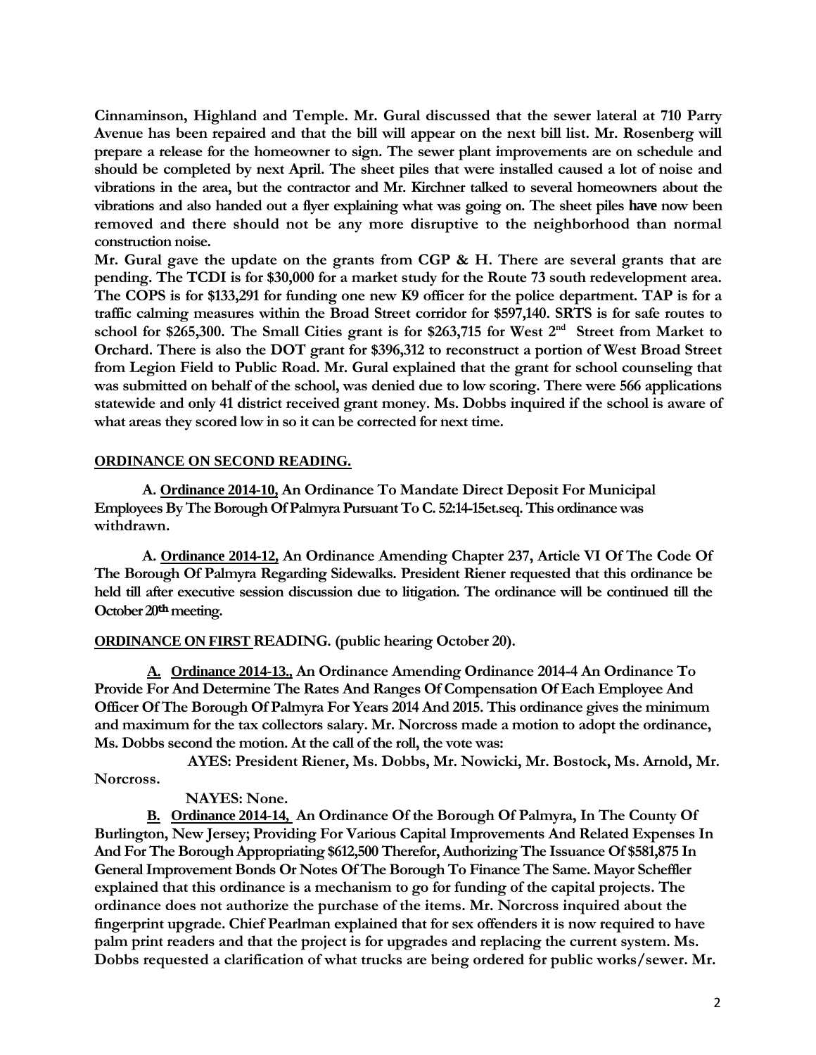**Cinnaminson, Highland and Temple. Mr. Gural discussed that the sewer lateral at 710 Parry Avenue has been repaired and that the bill will appear on the next bill list. Mr. Rosenberg will prepare a release for the homeowner to sign. The sewer plant improvements are on schedule and should be completed by next April. The sheet piles that were installed caused a lot of noise and vibrations in the area, but the contractor and Mr. Kirchner talked to several homeowners about the vibrations and also handed out a flyer explaining what was going on. The sheet piles have now been removed and there should not be any more disruptive to the neighborhood than normal construction noise.**

**Mr. Gural gave the update on the grants from CGP & H. There are several grants that are pending. The TCDI is for $30,000 for a market study for the Route 73 south redevelopment area. The COPS is for $133,291 for funding one new K9 officer for the police department. TAP is for a traffic calming measures within the Broad Street corridor for $597,140. SRTS is for safe routes to school for $265,300. The Small Cities grant is for $263,715 for West 2nd Street from Market to Orchard. There is also the DOT grant for $396,312 to reconstruct a portion of West Broad Street from Legion Field to Public Road. Mr. Gural explained that the grant for school counseling that was submitted on behalf of the school, was denied due to low scoring. There were 566 applications statewide and only 41 district received grant money. Ms. Dobbs inquired if the school is aware of what areas they scored low in so it can be corrected for next time.**

## ORDINANCE ON SECOND READING.

**A. Ordinance 2014-10, An Ordinance To Mandate Direct Deposit For Municipal Employees By The Borough Of Palmyra Pursuant To C. 52:14-15et.seq. This ordinance was withdrawn.**

**A. Ordinance 2014-12, An Ordinance Amending Chapter 237, Article VI Of The Code Of The Borough Of Palmyra Regarding Sidewalks. President Riener requested that this ordinance be held till after executive session discussion due to litigation. The ordinance will be continued till the October 20th meeting.**

## ORDINANCE ON FIRST READING. (public hearing October 20).

**A. Ordinance 2014-13., An Ordinance Amending Ordinance 2014-4 An Ordinance To Provide For And Determine The Rates And Ranges Of Compensation Of Each Employee And Officer Of The Borough Of Palmyra For Years 2014 And 2015. This ordinance gives the minimum and maximum for the tax collectors salary. Mr. Norcross made a motion to adopt the ordinance, Ms. Dobbs second the motion. At the call of the roll, the vote was:**

**AYES: President Riener, Ms. Dobbs, Mr. Nowicki, Mr. Bostock, Ms. Arnold, Mr. Norcross.**

**NAYES: None.**

**B. Ordinance 2014-14, An Ordinance Of the Borough Of Palmyra, In The County Of Burlington, New Jersey; Providing For Various Capital Improvements And Related Expenses In And For The Borough Appropriating $612,500 Therefor, Authorizing The Issuance Of $581,875 In General Improvement Bonds Or Notes Of The Borough To Finance The Same. Mayor Scheffler explained that this ordinance is a mechanism to go for funding of the capital projects. The ordinance does not authorize the purchase of the items. Mr. Norcross inquired about the fingerprint upgrade. Chief Pearlman explained that for sex offenders it is now required to have palm print readers and that the project is for upgrades and replacing the current system. Ms. Dobbs requested a clarification of what trucks are being ordered for public works/sewer. Mr.**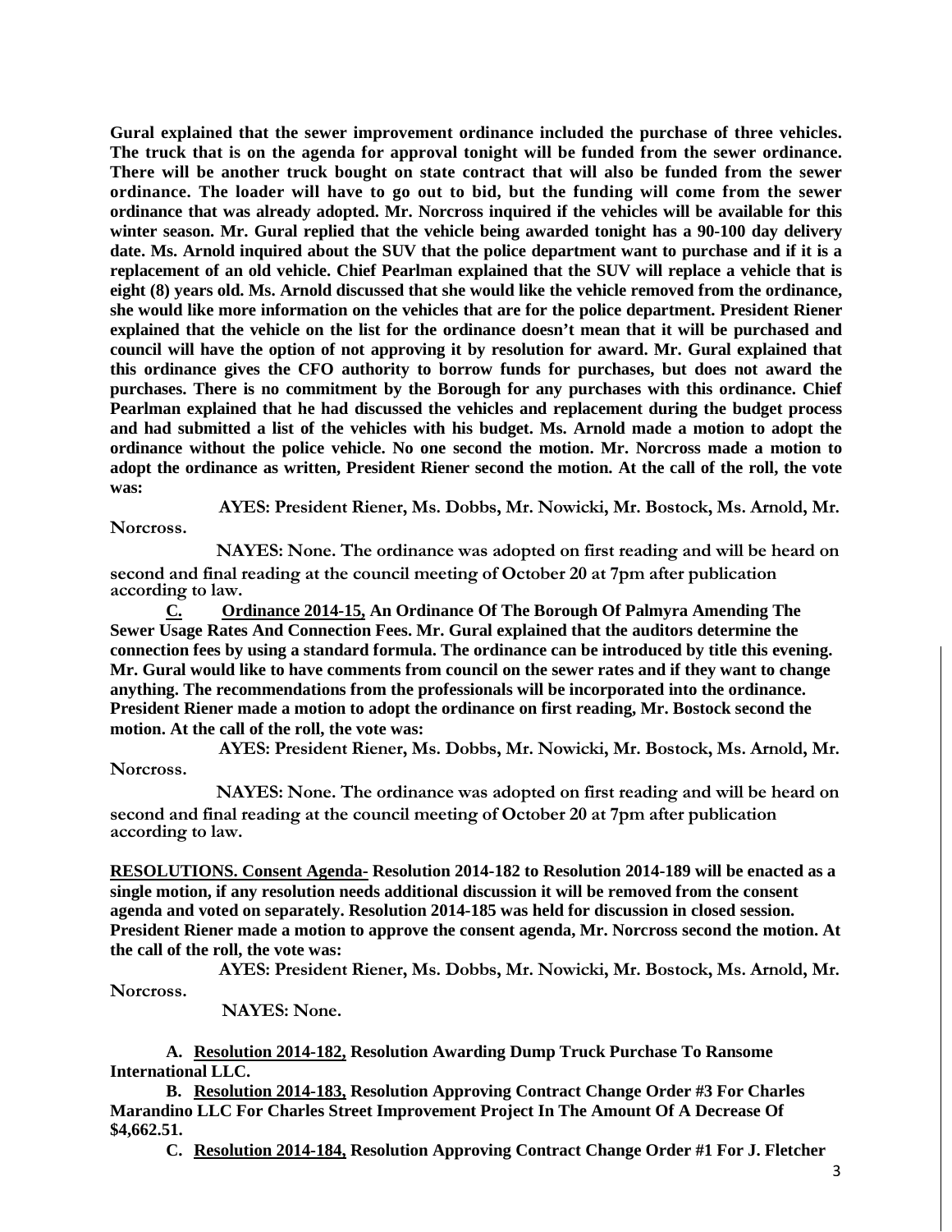**Gural explained that the sewer improvement ordinance included the purchase of three vehicles. The truck that is on the agenda for approval tonight will be funded from the sewer ordinance. There will be another truck bought on state contract that will also be funded from the sewer ordinance. The loader will have to go out to bid, but the funding will come from the sewer ordinance that was already adopted. Mr. Norcross inquired if the vehicles will be available for this winter season. Mr. Gural replied that the vehicle being awarded tonight has a 90-100 day delivery date. Ms. Arnold inquired about the SUV that the police department want to purchase and if it is a replacement of an old vehicle. Chief Pearlman explained that the SUV will replace a vehicle that is eight (8) years old. Ms. Arnold discussed that she would like the vehicle removed from the ordinance, she would like more information on the vehicles that are for the police department. President Riener explained that the vehicle on the list for the ordinance doesn't mean that it will be purchased and council will have the option of not approving it by resolution for award. Mr. Gural explained that this ordinance gives the CFO authority to borrow funds for purchases, but does not award the purchases. There is no commitment by the Borough for any purchases with this ordinance. Chief Pearlman explained that he had discussed the vehicles and replacement during the budget process and had submitted a list of the vehicles with his budget. Ms. Arnold made a motion to adopt the ordinance without the police vehicle. No one second the motion. Mr. Norcross made a motion to adopt the ordinance as written, President Riener second the motion. At the call of the roll, the vote was:**

**AYES: President Riener, Ms. Dobbs, Mr. Nowicki, Mr. Bostock, Ms. Arnold, Mr. Norcross.**

**NAYES: None. The ordinance was adopted on first reading and will be heard on second and final reading at the council meeting of October 20 at 7pm after publication according to law.**

**C. Ordinance 2014-15, An Ordinance Of The Borough Of Palmyra Amending The Sewer Usage Rates And Connection Fees. Mr. Gural explained that the auditors determine the connection fees by using a standard formula. The ordinance can be introduced by title this evening. Mr. Gural would like to have comments from council on the sewer rates and if they want to change anything. The recommendations from the professionals will be incorporated into the ordinance. President Riener made a motion to adopt the ordinance on first reading, Mr. Bostock second the motion. At the call of the roll, the vote was:**

**AYES: President Riener, Ms. Dobbs, Mr. Nowicki, Mr. Bostock, Ms. Arnold, Mr. Norcross.**

**NAYES: None. The ordinance was adopted on first reading and will be heard on second and final reading at the council meeting of October 20 at 7pm after publication according to law.**

**RESOLUTIONS. Consent Agenda- Resolution 2014-182 to Resolution 2014-189 will be enacted as a single motion, if any resolution needs additional discussion it will be removed from the consent agenda and voted on separately. Resolution 2014-185 was held for discussion in closed session. President Riener made a motion to approve the consent agenda, Mr. Norcross second the motion. At the call of the roll, the vote was:**

**AYES: President Riener, Ms. Dobbs, Mr. Nowicki, Mr. Bostock, Ms. Arnold, Mr. Norcross.**

**NAYES: None.**

**A. Resolution 2014-182, Resolution Awarding Dump Truck Purchase To Ransome International LLC.**

**B. Resolution 2014-183, Resolution Approving Contract Change Order #3 For Charles Marandino LLC For Charles Street Improvement Project In The Amount Of A Decrease Of $4,662.51.**

**C. Resolution 2014-184, Resolution Approving Contract Change Order #1 For J. Fletcher**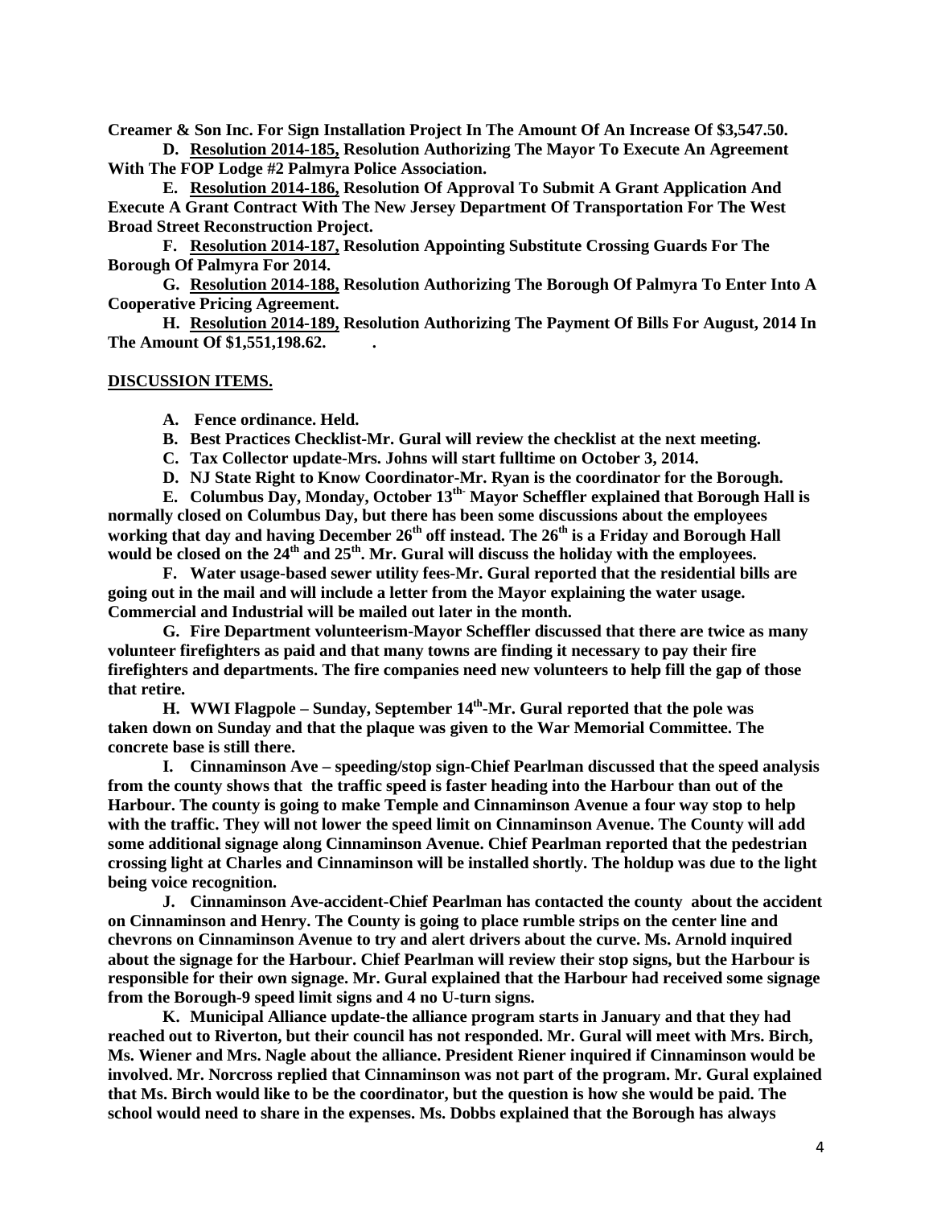**Creamer & Son Inc. For Sign Installation Project In The Amount Of An Increase Of $3,547.50.**

**D. Resolution 2014-185, Resolution Authorizing The Mayor To Execute An Agreement With The FOP Lodge #2 Palmyra Police Association.**

**E. Resolution 2014-186, Resolution Of Approval To Submit A Grant Application And Execute A Grant Contract With The New Jersey Department Of Transportation For The West Broad Street Reconstruction Project.**

**F. Resolution 2014-187, Resolution Appointing Substitute Crossing Guards For The Borough Of Palmyra For 2014.**

**G. Resolution 2014-188, Resolution Authorizing The Borough Of Palmyra To Enter Into A Cooperative Pricing Agreement.**

**H. Resolution 2014-189, Resolution Authorizing The Payment Of Bills For August, 2014 In The Amount Of $1,551,198.62.**

**DISCUSSION ITEMS.**

**A. Fence ordinance. Held.**

**B. Best Practices Checklist-Mr. Gural will review the checklist at the next meeting.**

**C. Tax Collector update-Mrs. Johns will start fulltime on October 3, 2014.**

**D. NJ State Right to Know Coordinator-Mr. Ryan is the coordinator for the Borough.**

**E. Columbus Day, Monday, October 13th- Mayor Scheffler explained that Borough Hall is normally closed on Columbus Day, but there has been some discussions about the employees working that day and having December 26th off instead. The 26th is a Friday and Borough Hall would be closed on the 24th and 25th. Mr. Gural will discuss the holiday with the employees.**

**F. Water usage-based sewer utility fees-Mr. Gural reported that the residential bills are going out in the mail and will include a letter from the Mayor explaining the water usage. Commercial and Industrial will be mailed out later in the month.**

**G. Fire Department volunteerism-Mayor Scheffler discussed that there are twice as many volunteer firefighters as paid and that many towns are finding it necessary to pay their fire firefighters and departments. The fire companies need new volunteers to help fill the gap of those that retire.**

**H. WWI Flagpole – Sunday, September 14th-Mr. Gural reported that the pole was taken down on Sunday and that the plaque was given to the War Memorial Committee. The concrete base is still there.**

**I. Cinnaminson Ave – speeding/stop sign-Chief Pearlman discussed that the speed analysis from the county shows that the traffic speed is faster heading into the Harbour than out of the Harbour. The county is going to make Temple and Cinnaminson Avenue a four way stop to help with the traffic. They will not lower the speed limit on Cinnaminson Avenue. The County will add some additional signage along Cinnaminson Avenue. Chief Pearlman reported that the pedestrian crossing light at Charles and Cinnaminson will be installed shortly. The holdup was due to the light being voice recognition.**

**J. Cinnaminson Ave-accident-Chief Pearlman has contacted the county about the accident on Cinnaminson and Henry. The County is going to place rumble strips on the center line and chevrons on Cinnaminson Avenue to try and alert drivers about the curve. Ms. Arnold inquired about the signage for the Harbour. Chief Pearlman will review their stop signs, but the Harbour is responsible for their own signage. Mr. Gural explained that the Harbour had received some signage from the Borough-9 speed limit signs and 4 no U-turn signs.**

**K. Municipal Alliance update-the alliance program starts in January and that they had reached out to Riverton, but their council has not responded. Mr. Gural will meet with Mrs. Birch, Ms. Wiener and Mrs. Nagle about the alliance. President Riener inquired if Cinnaminson would be involved. Mr. Norcross replied that Cinnaminson was not part of the program. Mr. Gural explained that Ms. Birch would like to be the coordinator, but the question is how she would be paid. The school would need to share in the expenses. Ms. Dobbs explained that the Borough has always**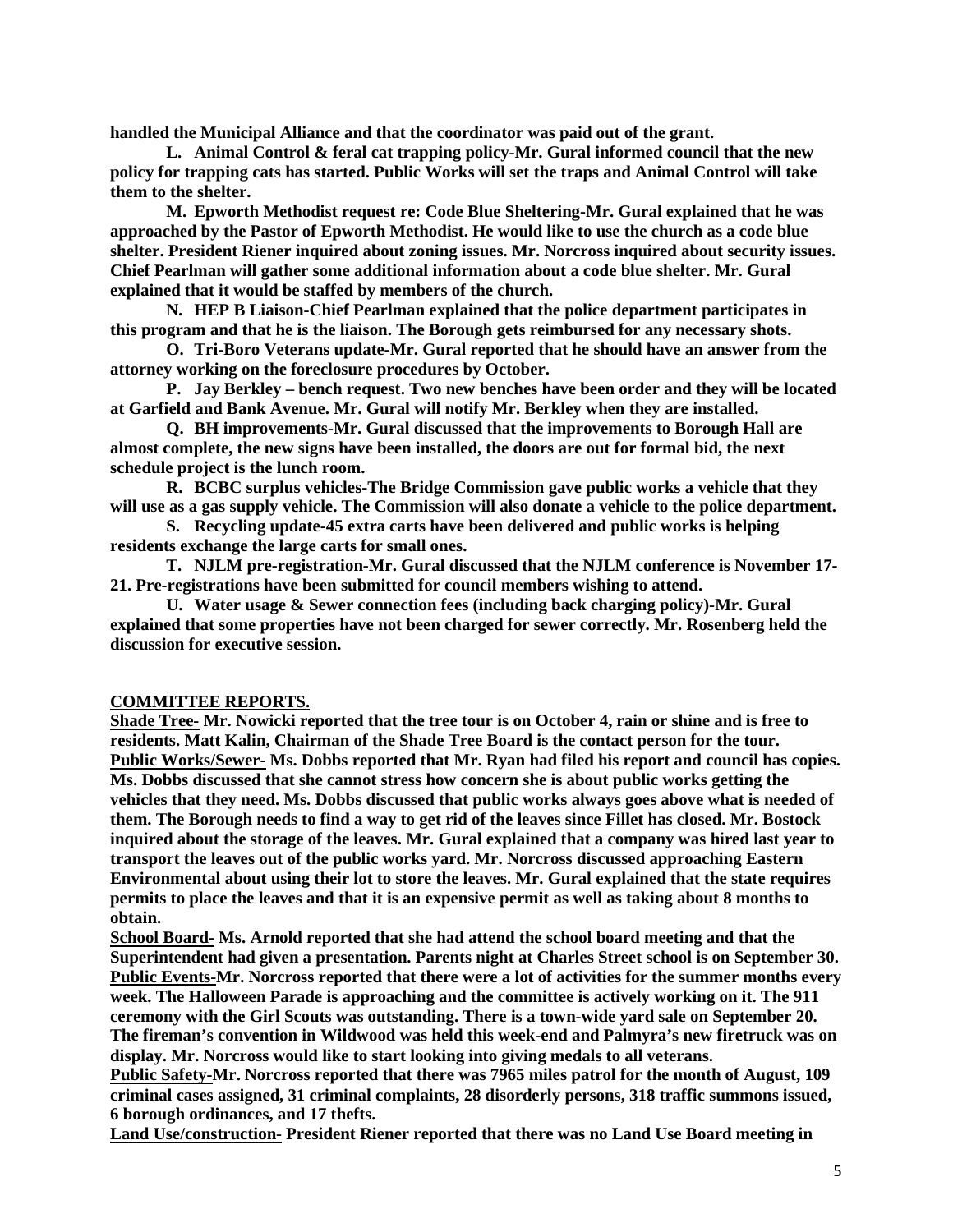**handled the Municipal Alliance and that the coordinator was paid out of the grant.**

**L. Animal Control & feral cat trapping policy-Mr. Gural informed council that the new policy for trapping cats has started. Public Works will set the traps and Animal Control will take them to the shelter.**

**M. Epworth Methodist request re: Code Blue Sheltering-Mr. Gural explained that he was approached by the Pastor of Epworth Methodist. He would like to use the church as a code blue shelter. President Riener inquired about zoning issues. Mr. Norcross inquired about security issues. Chief Pearlman will gather some additional information about a code blue shelter. Mr. Gural explained that it would be staffed by members of the church.**

**N. HEP B Liaison-Chief Pearlman explained that the police department participates in this program and that he is the liaison. The Borough gets reimbursed for any necessary shots.**

**O. Tri-Boro Veterans update-Mr. Gural reported that he should have an answer from the attorney working on the foreclosure procedures by October.**

**P. Jay Berkley – bench request. Two new benches have been order and they will be located at Garfield and Bank Avenue. Mr. Gural will notify Mr. Berkley when they are installed.**

**Q. BH improvements-Mr. Gural discussed that the improvements to Borough Hall are almost complete, the new signs have been installed, the doors are out for formal bid, the next schedule project is the lunch room.**

**R. BCBC surplus vehicles-The Bridge Commission gave public works a vehicle that they will use as a gas supply vehicle. The Commission will also donate a vehicle to the police department.**

**S. Recycling update-45 extra carts have been delivered and public works is helping residents exchange the large carts for small ones.**

**T. NJLM pre-registration-Mr. Gural discussed that the NJLM conference is November 17-21. Pre-registrations have been submitted for council members wishing to attend.**

**U. Water usage & Sewer connection fees (including back charging policy)-Mr. Gural explained that some properties have not been charged for sewer correctly. Mr. Rosenberg held the discussion for executive session.**

**COMMITTEE REPORTS.**

**Shade Tree- Mr. Nowicki reported that the tree tour is on October 4, rain or shine and is free to residents. Matt Kalin, Chairman of the Shade Tree Board is the contact person for the tour.**

**Public Works/Sewer- Ms. Dobbs reported that Mr. Ryan had filed his report and council has copies. Ms. Dobbs discussed that she cannot stress how concern she is about public works getting the vehicles that they need. Ms. Dobbs discussed that public works always goes above what is needed of them. The Borough needs to find a way to get rid of the leaves since Fillet has closed. Mr. Bostock inquired about the storage of the leaves. Mr. Gural explained that a company was hired last year to transport the leaves out of the public works yard. Mr. Norcross discussed approaching Eastern Environmental about using their lot to store the leaves. Mr. Gural explained that the state requires permits to place the leaves and that it is an expensive permit as well as taking about 8 months to obtain.**

**School Board- Ms. Arnold reported that she had attend the school board meeting and that the Superintendent had given a presentation. Parents night at Charles Street school is on September 30.**

**Public Events-Mr. Norcross reported that there were a lot of activities for the summer months every week. The Halloween Parade is approaching and the committee is actively working on it. The 911 ceremony with the Girl Scouts was outstanding. There is a town-wide yard sale on September 20. The fireman's convention in Wildwood was held this week-end and Palmyra's new firetruck was on display. Mr. Norcross would like to start looking into giving medals to all veterans.**

**Public Safety-Mr. Norcross reported that there was 7965 miles patrol for the month of August, 109 criminal cases assigned, 31 criminal complaints, 28 disorderly persons, 318 traffic summons issued, 6 borough ordinances, and 17 thefts.**

**Land Use/construction- President Riener reported that there was no Land Use Board meeting in**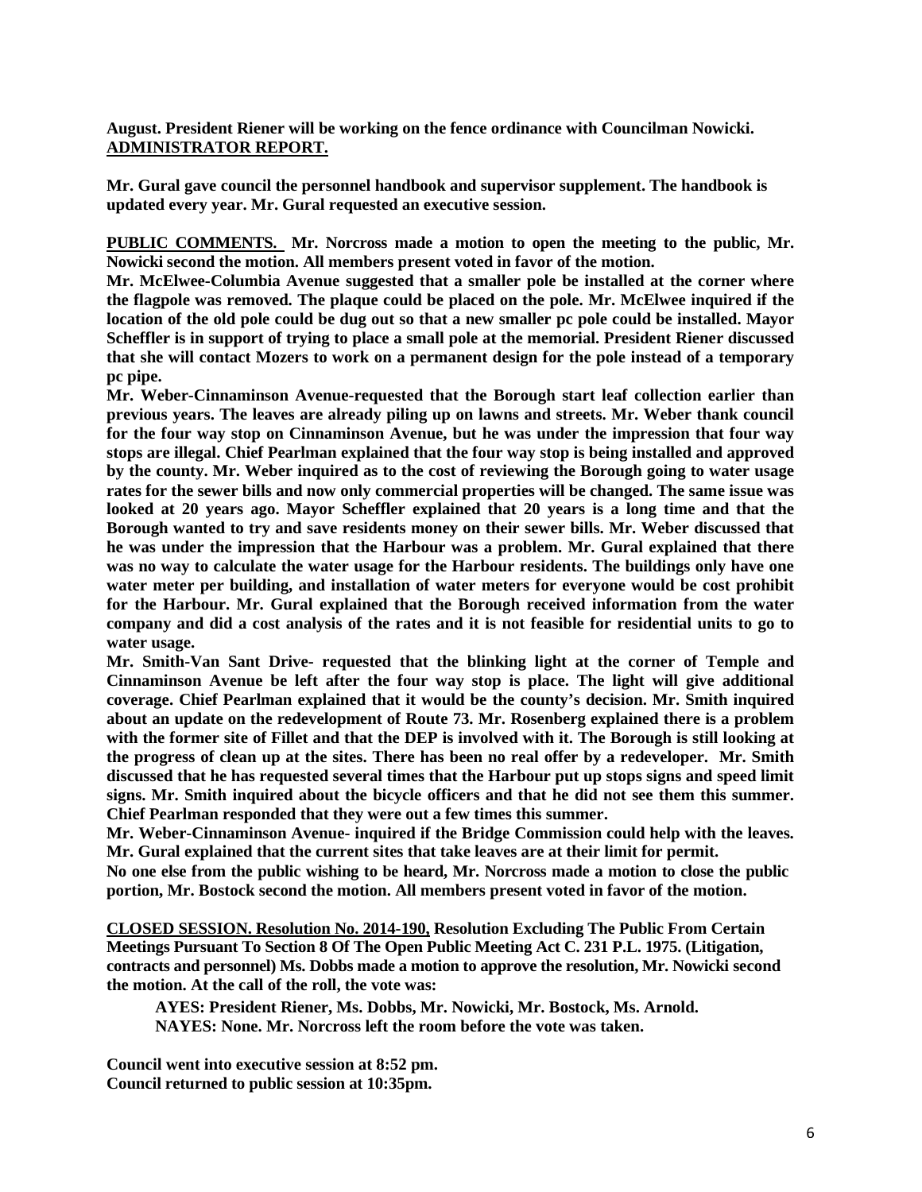**August. President Riener will be working on the fence ordinance with Councilman Nowicki.**
**ADMINISTRATOR REPORT.**

**Mr. Gural gave council the personnel handbook and supervisor supplement. The handbook is updated every year. Mr. Gural requested an executive session.**

**PUBLIC COMMENTS. Mr. Norcross made a motion to open the meeting to the public, Mr. Nowicki second the motion. All members present voted in favor of the motion.**

**Mr. McElwee-Columbia Avenue suggested that a smaller pole be installed at the corner where the flagpole was removed. The plaque could be placed on the pole. Mr. McElwee inquired if the location of the old pole could be dug out so that a new smaller pc pole could be installed. Mayor Scheffler is in support of trying to place a small pole at the memorial. President Riener discussed that she will contact Mozers to work on a permanent design for the pole instead of a temporary pc pipe.**

**Mr. Weber-Cinnaminson Avenue-requested that the Borough start leaf collection earlier than previous years. The leaves are already piling up on lawns and streets. Mr. Weber thank council for the four way stop on Cinnaminson Avenue, but he was under the impression that four way stops are illegal. Chief Pearlman explained that the four way stop is being installed and approved by the county. Mr. Weber inquired as to the cost of reviewing the Borough going to water usage rates for the sewer bills and now only commercial properties will be changed. The same issue was looked at 20 years ago. Mayor Scheffler explained that 20 years is a long time and that the Borough wanted to try and save residents money on their sewer bills. Mr. Weber discussed that he was under the impression that the Harbour was a problem. Mr. Gural explained that there was no way to calculate the water usage for the Harbour residents. The buildings only have one water meter per building, and installation of water meters for everyone would be cost prohibit for the Harbour. Mr. Gural explained that the Borough received information from the water company and did a cost analysis of the rates and it is not feasible for residential units to go to water usage.**

**Mr. Smith-Van Sant Drive- requested that the blinking light at the corner of Temple and Cinnaminson Avenue be left after the four way stop is place. The light will give additional coverage. Chief Pearlman explained that it would be the county's decision. Mr. Smith inquired about an update on the redevelopment of Route 73. Mr. Rosenberg explained there is a problem with the former site of Fillet and that the DEP is involved with it. The Borough is still looking at the progress of clean up at the sites. There has been no real offer by a redeveloper. Mr. Smith discussed that he has requested several times that the Harbour put up stops signs and speed limit signs. Mr. Smith inquired about the bicycle officers and that he did not see them this summer. Chief Pearlman responded that they were out a few times this summer.**

**Mr. Weber-Cinnaminson Avenue- inquired if the Bridge Commission could help with the leaves. Mr. Gural explained that the current sites that take leaves are at their limit for permit.**

**No one else from the public wishing to be heard, Mr. Norcross made a motion to close the public portion, Mr. Bostock second the motion. All members present voted in favor of the motion.**

**CLOSED SESSION. Resolution No. 2014-190, Resolution Excluding The Public From Certain Meetings Pursuant To Section 8 Of The Open Public Meeting Act C. 231 P.L. 1975. (Litigation, contracts and personnel) Ms. Dobbs made a motion to approve the resolution, Mr. Nowicki second the motion. At the call of the roll, the vote was:**

**AYES: President Riener, Ms. Dobbs, Mr. Nowicki, Mr. Bostock, Ms. Arnold.**
**NAYES: None. Mr. Norcross left the room before the vote was taken.**

**Council went into executive session at 8:52 pm.**
**Council returned to public session at 10:35pm.**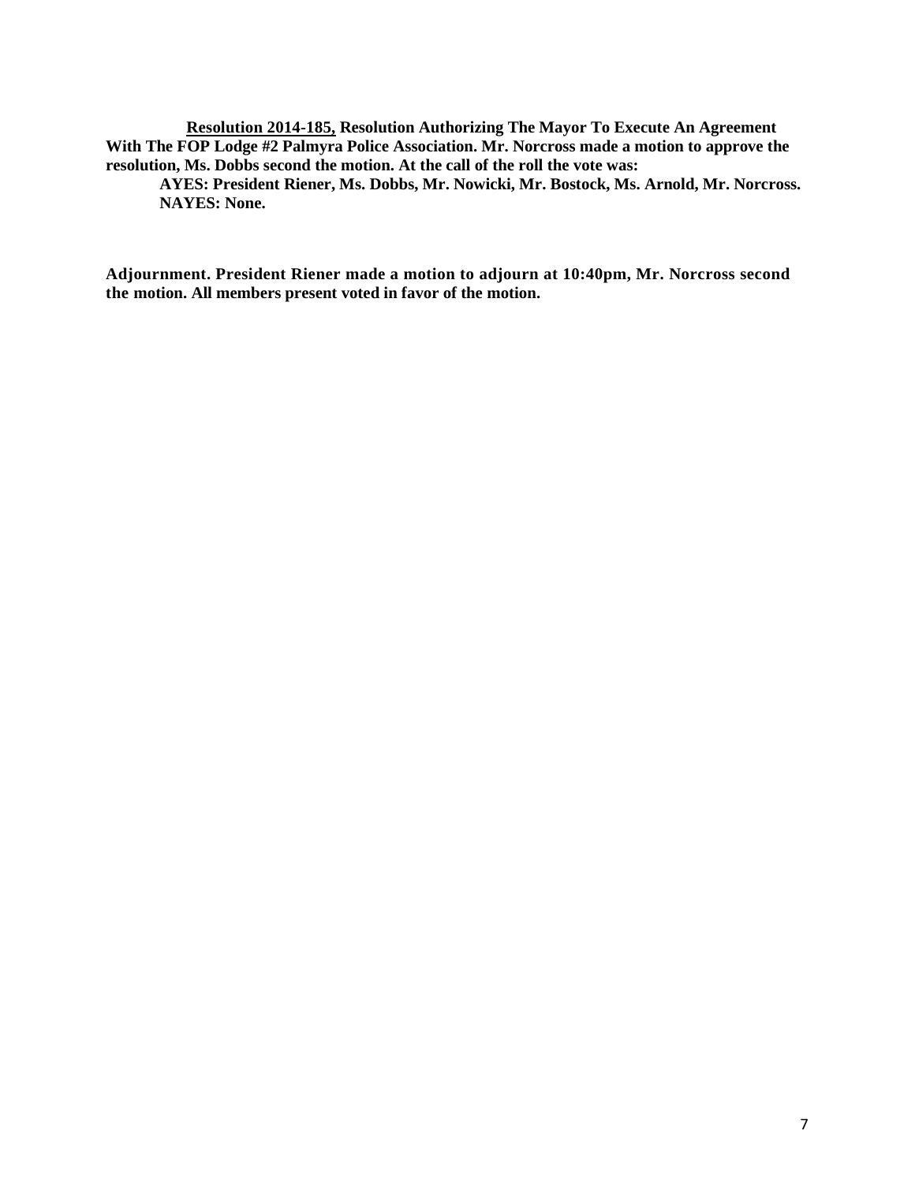**<u>Resolution 2014-185,</u> Resolution Authorizing The Mayor To Execute An Agreement With The FOP Lodge #2 Palmyra Police Association. Mr. Norcross made a motion to approve the resolution, Ms. Dobbs second the motion. At the call of the roll the vote was:**

**AYES: President Riener, Ms. Dobbs, Mr. Nowicki, Mr. Bostock, Ms. Arnold, Mr. Norcross.**
**NAYES: None.**

**Adjournment. President Riener made a motion to adjourn at 10:40pm, Mr. Norcross second the motion. All members present voted in favor of the motion.**